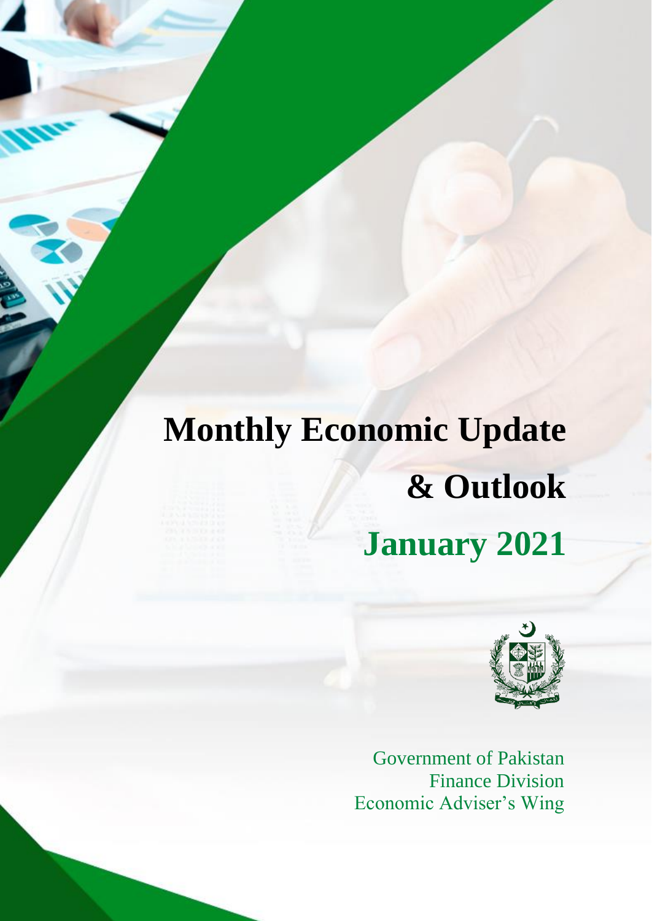# Monthly Economic Update & Outlook

## January 2021

Government of Pakistan
Finance Division
Economic Adviser's Wing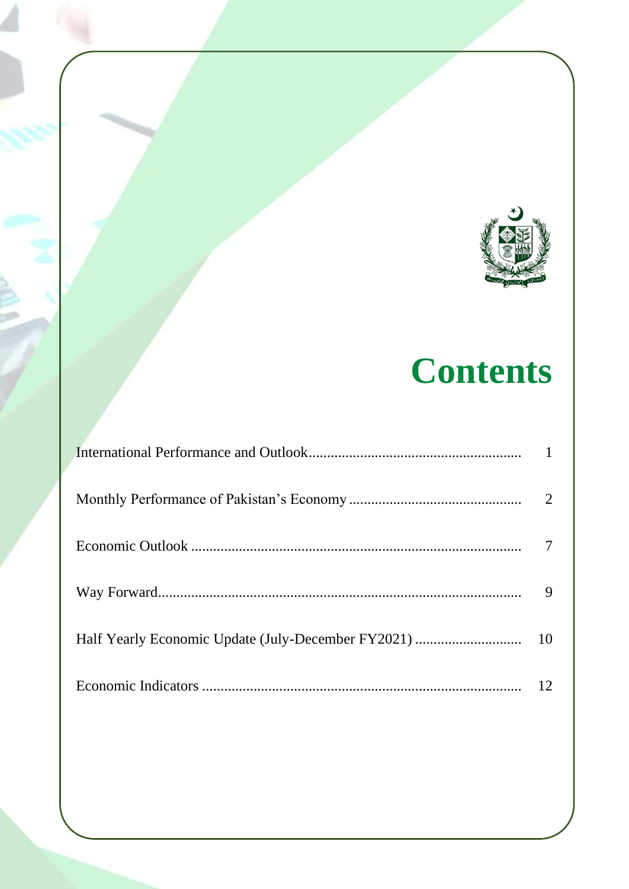# Contents

| | |
|---|---|
| International Performance and Outlook | 1 |
| Monthly Performance of Pakistan's Economy | 2 |
| Economic Outlook | 7 |
| Way Forward | 9 |
| Half Yearly Economic Update (July-December FY2021) | 10 |
| Economic Indicators | 12 |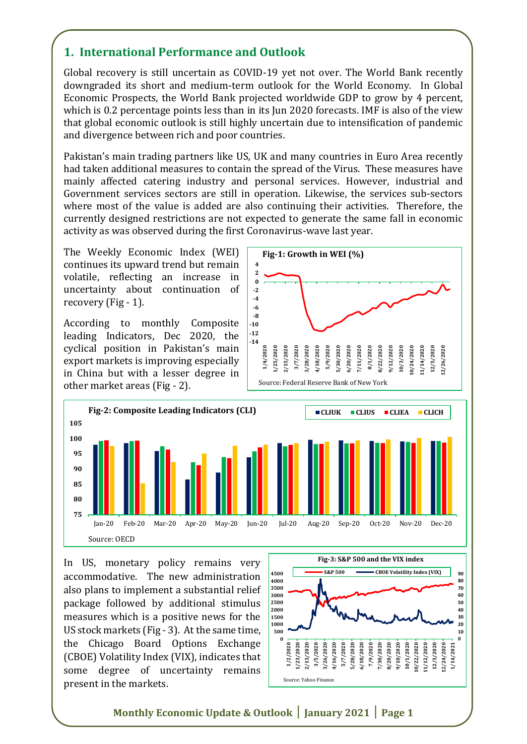## 1. International Performance and Outlook

Global recovery is still uncertain as COVID-19 yet not over. The World Bank recently downgraded its short and medium-term outlook for the World Economy. In Global Economic Prospects, the World Bank projected worldwide GDP to grow by 4 percent, which is 0.2 percentage points less than in its Jun 2020 forecasts. IMF is also of the view that global economic outlook is still highly uncertain due to intensification of pandemic and divergence between rich and poor countries.

Pakistan's main trading partners like US, UK and many countries in Euro Area recently had taken additional measures to contain the spread of the Virus. These measures have mainly affected catering industry and personal services. However, industrial and Government services sectors are still in operation. Likewise, the services sub-sectors where most of the value is added are also continuing their activities. Therefore, the currently designed restrictions are not expected to generate the same fall in economic activity as was observed during the first Coronavirus-wave last year.

The Weekly Economic Index (WEI) continues its upward trend but remain volatile, reflecting an increase in uncertainty about continuation of recovery (Fig - 1).

According to monthly Composite leading Indicators, Dec 2020, the cyclical position in Pakistan's main export markets is improving especially in China but with a lesser degree in other market areas (Fig - 2).

**Fig-1: Growth in WEI (%)**

Source: Federal Reserve Bank of New York

**Fig-2: Composite Leading Indicators (CLI)**

Source: OECD

In US, monetary policy remains very accommodative. The new administration also plans to implement a substantial relief package followed by additional stimulus measures which is a positive news for the US stock markets (Fig - 3). At the same time, the Chicago Board Options Exchange (CBOE) Volatility Index (VIX), indicates that some degree of uncertainty remains present in the markets.

**Fig-3: S&P 500 and the VIX index**

Source: Yahoo Finance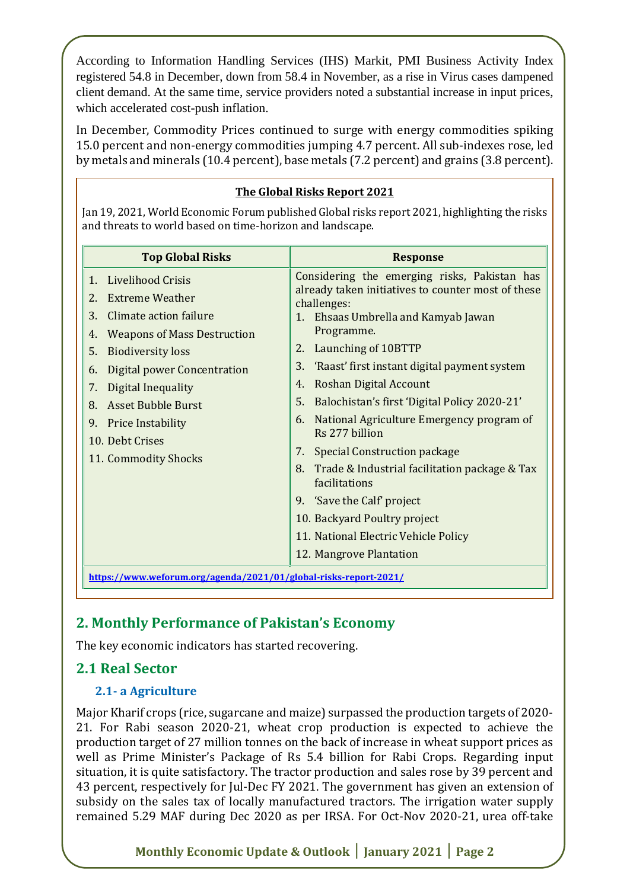According to Information Handling Services (IHS) Markit, PMI Business Activity Index registered 54.8 in December, down from 58.4 in November, as a rise in Virus cases dampened client demand. At the same time, service providers noted a substantial increase in input prices, which accelerated cost-push inflation.

In December, Commodity Prices continued to surge with energy commodities spiking 15.0 percent and non-energy commodities jumping 4.7 percent. All sub-indexes rose, led by metals and minerals (10.4 percent), base metals (7.2 percent) and grains (3.8 percent).

**The Global Risks Report 2021**

Jan 19, 2021, World Economic Forum published Global risks report 2021, highlighting the risks and threats to world based on time-horizon and landscape.

| Top Global Risks | Response |
|---|---|
| 1. Livelihood Crisis<br>2. Extreme Weather<br>3. Climate action failure<br>4. Weapons of Mass Destruction<br>5. Biodiversity loss<br>6. Digital power Concentration<br>7. Digital Inequality<br>8. Asset Bubble Burst<br>9. Price Instability<br>10. Debt Crises<br>11. Commodity Shocks | Considering the emerging risks, Pakistan has already taken initiatives to counter most of these challenges:<br>1. Ehsaas Umbrella and Kamyab Jawan Programme.<br>2. Launching of 10BTTP<br>3. 'Raast' first instant digital payment system<br>4. Roshan Digital Account<br>5. Balochistan's first 'Digital Policy 2020-21'<br>6. National Agriculture Emergency program of Rs 277 billion<br>7. Special Construction package<br>8. Trade & Industrial facilitation package & Tax facilitations<br>9. 'Save the Calf' project<br>10. Backyard Poultry project<br>11. National Electric Vehicle Policy<br>12. Mangrove Plantation |

https://www.weforum.org/agenda/2021/01/global-risks-report-2021/

## 2. Monthly Performance of Pakistan's Economy

The key economic indicators has started recovering.

## 2.1 Real Sector

### 2.1- a Agriculture

Major Kharif crops (rice, sugarcane and maize) surpassed the production targets of 2020-21. For Rabi season 2020-21, wheat crop production is expected to achieve the production target of 27 million tonnes on the back of increase in wheat support prices as well as Prime Minister's Package of Rs 5.4 billion for Rabi Crops. Regarding input situation, it is quite satisfactory. The tractor production and sales rose by 39 percent and 43 percent, respectively for Jul-Dec FY 2021. The government has given an extension of subsidy on the sales tax of locally manufactured tractors. The irrigation water supply remained 5.29 MAF during Dec 2020 as per IRSA. For Oct-Nov 2020-21, urea off-take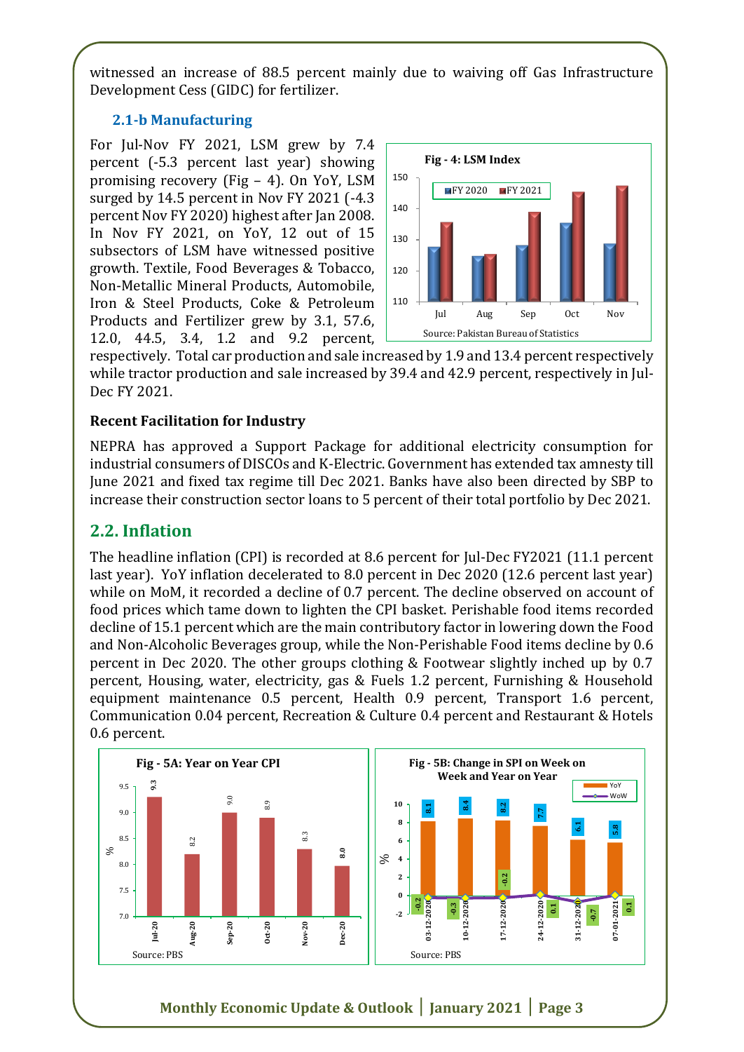witnessed an increase of 88.5 percent mainly due to waiving off Gas Infrastructure Development Cess (GIDC) for fertilizer.

### 2.1-b Manufacturing

For Jul-Nov FY 2021, LSM grew by 7.4 percent (-5.3 percent last year) showing promising recovery (Fig – 4). On YoY, LSM surged by 14.5 percent in Nov FY 2021 (-4.3 percent Nov FY 2020) highest after Jan 2008. In Nov FY 2021, on YoY, 12 out of 15 subsectors of LSM have witnessed positive growth. Textile, Food Beverages & Tobacco, Non-Metallic Mineral Products, Automobile, Iron & Steel Products, Coke & Petroleum Products and Fertilizer grew by 3.1, 57.6, 12.0, 44.5, 3.4, 1.2 and 9.2 percent, respectively. Total car production and sale increased by 1.9 and 13.4 percent respectively while tractor production and sale increased by 39.4 and 42.9 percent, respectively in Jul-Dec FY 2021.

**Fig - 4: LSM Index**

Source: Pakistan Bureau of Statistics

**Recent Facilitation for Industry**

NEPRA has approved a Support Package for additional electricity consumption for industrial consumers of DISCOs and K-Electric. Government has extended tax amnesty till June 2021 and fixed tax regime till Dec 2021. Banks have also been directed by SBP to increase their construction sector loans to 5 percent of their total portfolio by Dec 2021.

## 2.2. Inflation

The headline inflation (CPI) is recorded at 8.6 percent for Jul-Dec FY2021 (11.1 percent last year). YoY inflation decelerated to 8.0 percent in Dec 2020 (12.6 percent last year) while on MoM, it recorded a decline of 0.7 percent. The decline observed on account of food prices which tame down to lighten the CPI basket. Perishable food items recorded decline of 15.1 percent which are the main contributory factor in lowering down the Food and Non-Alcoholic Beverages group, while the Non-Perishable Food items decline by 0.6 percent in Dec 2020. The other groups clothing & Footwear slightly inched up by 0.7 percent, Housing, water, electricity, gas & Fuels 1.2 percent, Furnishing & Household equipment maintenance 0.5 percent, Health 0.9 percent, Transport 1.6 percent, Communication 0.04 percent, Recreation & Culture 0.4 percent and Restaurant & Hotels 0.6 percent.

**Fig - 5A: Year on Year CPI**

Source: PBS

**Fig - 5B: Change in SPI on Week on Week and Year on Year**

Source: PBS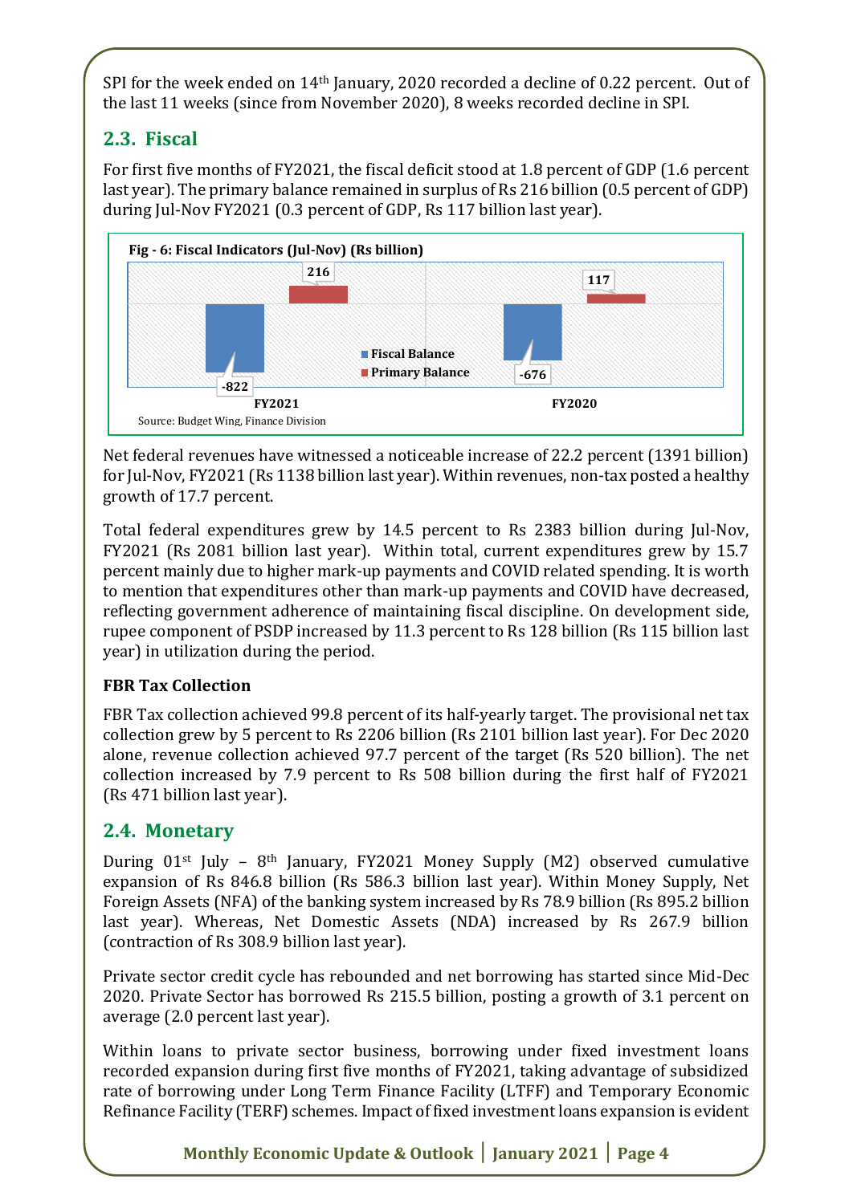SPI for the week ended on 14th January, 2020 recorded a decline of 0.22 percent. Out of the last 11 weeks (since from November 2020), 8 weeks recorded decline in SPI.

## 2.3. Fiscal

For first five months of FY2021, the fiscal deficit stood at 1.8 percent of GDP (1.6 percent last year). The primary balance remained in surplus of Rs 216 billion (0.5 percent of GDP) during Jul-Nov FY2021 (0.3 percent of GDP, Rs 117 billion last year).

**Fig - 6: Fiscal Indicators (Jul-Nov) (Rs billion)**

| | Fiscal Balance | Primary Balance |
|---|---|---|
| FY2021 | -822 | 216 |
| FY2020 | -676 | 117 |

Source: Budget Wing, Finance Division

Net federal revenues have witnessed a noticeable increase of 22.2 percent (1391 billion) for Jul-Nov, FY2021 (Rs 1138 billion last year). Within revenues, non-tax posted a healthy growth of 17.7 percent.

Total federal expenditures grew by 14.5 percent to Rs 2383 billion during Jul-Nov, FY2021 (Rs 2081 billion last year). Within total, current expenditures grew by 15.7 percent mainly due to higher mark-up payments and COVID related spending. It is worth to mention that expenditures other than mark-up payments and COVID have decreased, reflecting government adherence of maintaining fiscal discipline. On development side, rupee component of PSDP increased by 11.3 percent to Rs 128 billion (Rs 115 billion last year) in utilization during the period.

**FBR Tax Collection**

FBR Tax collection achieved 99.8 percent of its half-yearly target. The provisional net tax collection grew by 5 percent to Rs 2206 billion (Rs 2101 billion last year). For Dec 2020 alone, revenue collection achieved 97.7 percent of the target (Rs 520 billion). The net collection increased by 7.9 percent to Rs 508 billion during the first half of FY2021 (Rs 471 billion last year).

## 2.4. Monetary

During 01st July – 8th January, FY2021 Money Supply (M2) observed cumulative expansion of Rs 846.8 billion (Rs 586.3 billion last year). Within Money Supply, Net Foreign Assets (NFA) of the banking system increased by Rs 78.9 billion (Rs 895.2 billion last year). Whereas, Net Domestic Assets (NDA) increased by Rs 267.9 billion (contraction of Rs 308.9 billion last year).

Private sector credit cycle has rebounded and net borrowing has started since Mid-Dec 2020. Private Sector has borrowed Rs 215.5 billion, posting a growth of 3.1 percent on average (2.0 percent last year).

Within loans to private sector business, borrowing under fixed investment loans recorded expansion during first five months of FY2021, taking advantage of subsidized rate of borrowing under Long Term Finance Facility (LTFF) and Temporary Economic Refinance Facility (TERF) schemes. Impact of fixed investment loans expansion is evident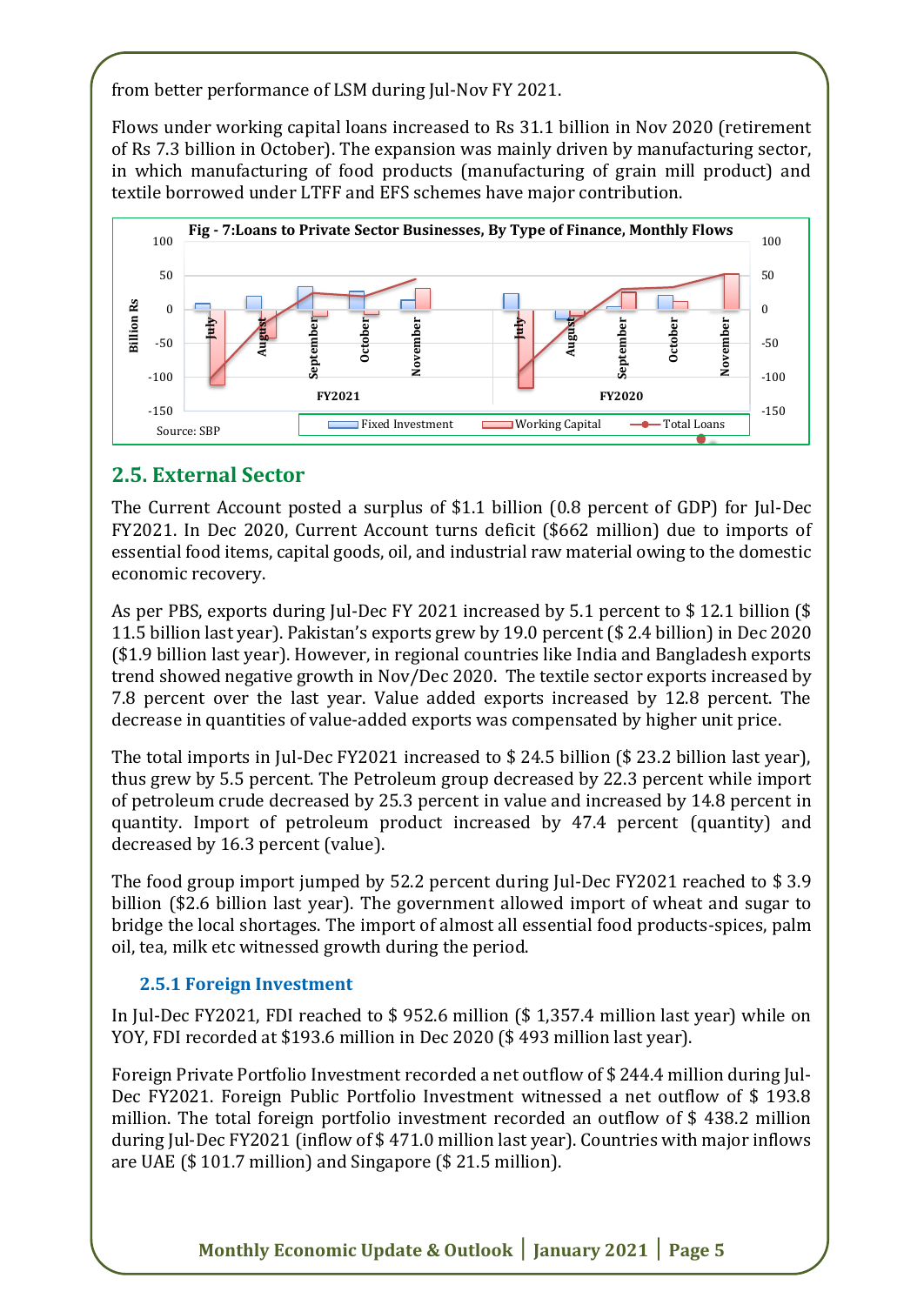from better performance of LSM during Jul-Nov FY 2021.

Flows under working capital loans increased to Rs 31.1 billion in Nov 2020 (retirement of Rs 7.3 billion in October). The expansion was mainly driven by manufacturing sector, in which manufacturing of food products (manufacturing of grain mill product) and textile borrowed under LTFF and EFS schemes have major contribution.

**Fig - 7:Loans to Private Sector Businesses, By Type of Finance, Monthly Flows**

Source: SBP

## 2.5. External Sector

The Current Account posted a surplus of $1.1 billion (0.8 percent of GDP) for Jul-Dec FY2021. In Dec 2020, Current Account turns deficit ($662 million) due to imports of essential food items, capital goods, oil, and industrial raw material owing to the domestic economic recovery.

As per PBS, exports during Jul-Dec FY 2021 increased by 5.1 percent to $ 12.1 billion ($ 11.5 billion last year). Pakistan's exports grew by 19.0 percent ($ 2.4 billion) in Dec 2020 ($1.9 billion last year). However, in regional countries like India and Bangladesh exports trend showed negative growth in Nov/Dec 2020. The textile sector exports increased by 7.8 percent over the last year. Value added exports increased by 12.8 percent. The decrease in quantities of value-added exports was compensated by higher unit price.

The total imports in Jul-Dec FY2021 increased to $ 24.5 billion ($ 23.2 billion last year), thus grew by 5.5 percent. The Petroleum group decreased by 22.3 percent while import of petroleum crude decreased by 25.3 percent in value and increased by 14.8 percent in quantity. Import of petroleum product increased by 47.4 percent (quantity) and decreased by 16.3 percent (value).

The food group import jumped by 52.2 percent during Jul-Dec FY2021 reached to $ 3.9 billion ($2.6 billion last year). The government allowed import of wheat and sugar to bridge the local shortages. The import of almost all essential food products-spices, palm oil, tea, milk etc witnessed growth during the period.

### 2.5.1 Foreign Investment

In Jul-Dec FY2021, FDI reached to $ 952.6 million ($ 1,357.4 million last year) while on YOY, FDI recorded at $193.6 million in Dec 2020 ($ 493 million last year).

Foreign Private Portfolio Investment recorded a net outflow of $ 244.4 million during Jul-Dec FY2021. Foreign Public Portfolio Investment witnessed a net outflow of $ 193.8 million. The total foreign portfolio investment recorded an outflow of $ 438.2 million during Jul-Dec FY2021 (inflow of $ 471.0 million last year). Countries with major inflows are UAE ($ 101.7 million) and Singapore ($ 21.5 million).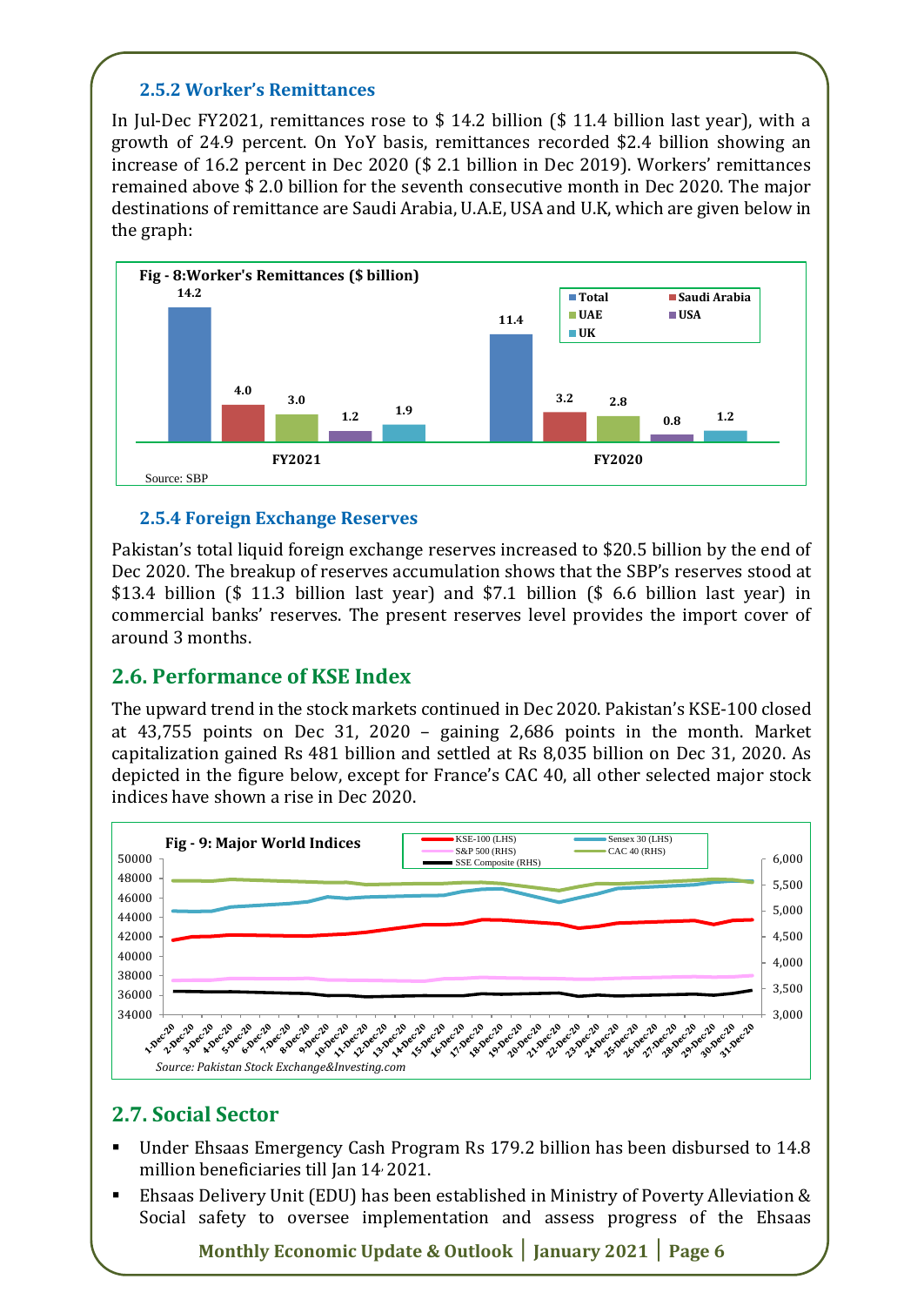### 2.5.2 Worker's Remittances

In Jul-Dec FY2021, remittances rose to $ 14.2 billion ($ 11.4 billion last year), with a growth of 24.9 percent. On YoY basis, remittances recorded $2.4 billion showing an increase of 16.2 percent in Dec 2020 ($ 2.1 billion in Dec 2019). Workers' remittances remained above $ 2.0 billion for the seventh consecutive month in Dec 2020. The major destinations of remittance are Saudi Arabia, U.A.E, USA and U.K, which are given below in the graph:

**Fig - 8:Worker's Remittances ($ billion)**

| | Total | Saudi Arabia | UAE | USA | UK |
|---|---|---|---|---|---|
| FY2021 | 14.2 | 4.0 | 3.0 | 1.2 | 1.9 |
| FY2020 | 11.4 | 3.2 | 2.8 | 0.8 | 1.2 |

Source: SBP

### 2.5.4 Foreign Exchange Reserves

Pakistan's total liquid foreign exchange reserves increased to $20.5 billion by the end of Dec 2020. The breakup of reserves accumulation shows that the SBP's reserves stood at $13.4 billion ($ 11.3 billion last year) and $7.1 billion ($ 6.6 billion last year) in commercial banks' reserves. The present reserves level provides the import cover of around 3 months.

## 2.6. Performance of KSE Index

The upward trend in the stock markets continued in Dec 2020. Pakistan's KSE-100 closed at 43,755 points on Dec 31, 2020 – gaining 2,686 points in the month. Market capitalization gained Rs 481 billion and settled at Rs 8,035 billion on Dec 31, 2020. As depicted in the figure below, except for France's CAC 40, all other selected major stock indices have shown a rise in Dec 2020.

**Fig - 9: Major World Indices**

*Source: Pakistan Stock Exchange&Investing.com*

## 2.7. Social Sector

- Under Ehsaas Emergency Cash Program Rs 179.2 billion has been disbursed to 14.8 million beneficiaries till Jan 14, 2021.
- Ehsaas Delivery Unit (EDU) has been established in Ministry of Poverty Alleviation & Social safety to oversee implementation and assess progress of the Ehsaas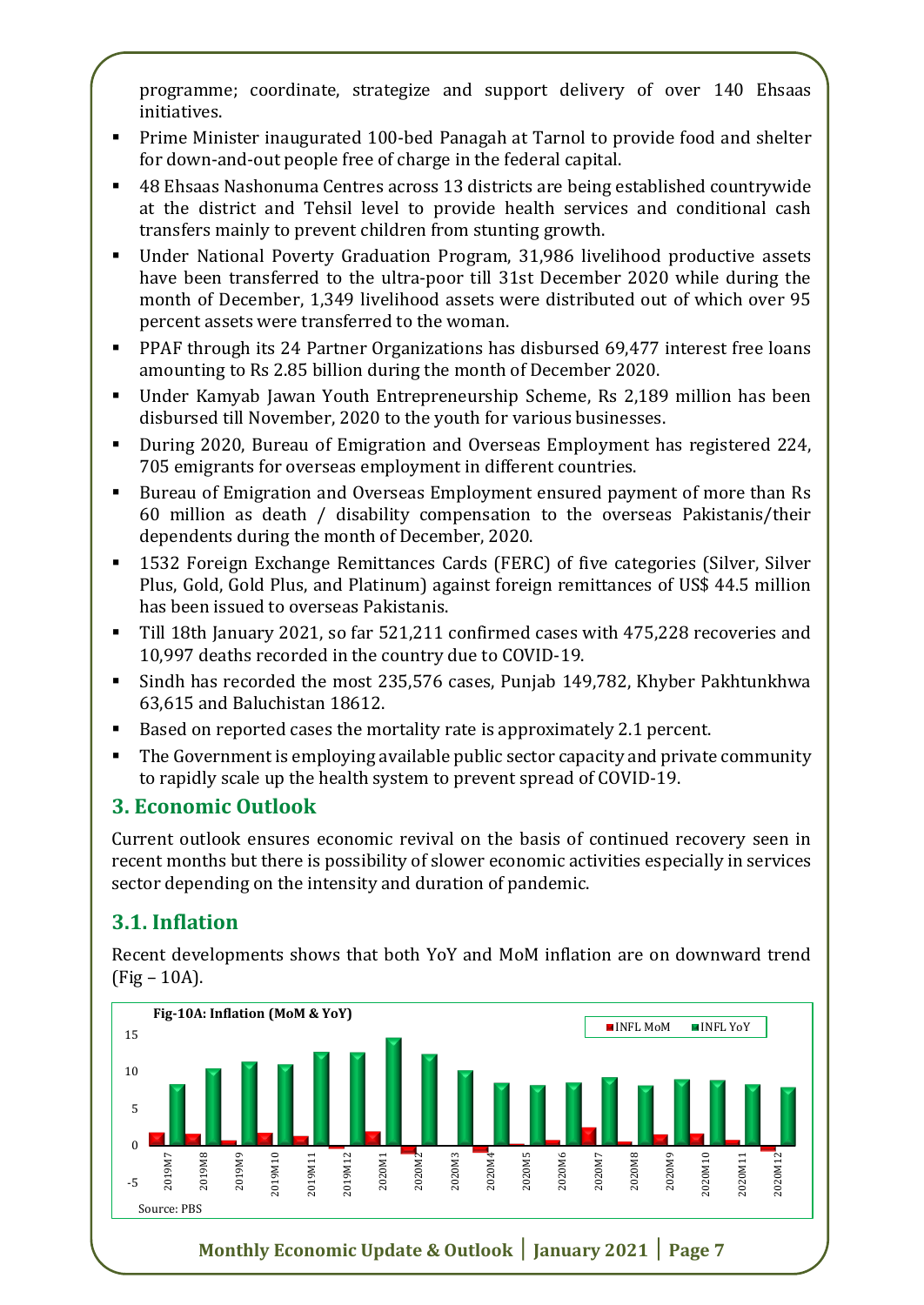programme; coordinate, strategize and support delivery of over 140 Ehsaas initiatives.

- Prime Minister inaugurated 100-bed Panagah at Tarnol to provide food and shelter for down-and-out people free of charge in the federal capital.
- 48 Ehsaas Nashonuma Centres across 13 districts are being established countrywide at the district and Tehsil level to provide health services and conditional cash transfers mainly to prevent children from stunting growth.
- Under National Poverty Graduation Program, 31,986 livelihood productive assets have been transferred to the ultra-poor till 31st December 2020 while during the month of December, 1,349 livelihood assets were distributed out of which over 95 percent assets were transferred to the woman.
- PPAF through its 24 Partner Organizations has disbursed 69,477 interest free loans amounting to Rs 2.85 billion during the month of December 2020.
- Under Kamyab Jawan Youth Entrepreneurship Scheme, Rs 2,189 million has been disbursed till November, 2020 to the youth for various businesses.
- During 2020, Bureau of Emigration and Overseas Employment has registered 224, 705 emigrants for overseas employment in different countries.
- Bureau of Emigration and Overseas Employment ensured payment of more than Rs 60 million as death / disability compensation to the overseas Pakistanis/their dependents during the month of December, 2020.
- 1532 Foreign Exchange Remittances Cards (FERC) of five categories (Silver, Silver Plus, Gold, Gold Plus, and Platinum) against foreign remittances of US$ 44.5 million has been issued to overseas Pakistanis.
- Till 18th January 2021, so far 521,211 confirmed cases with 475,228 recoveries and 10,997 deaths recorded in the country due to COVID-19.
- Sindh has recorded the most 235,576 cases, Punjab 149,782, Khyber Pakhtunkhwa 63,615 and Baluchistan 18612.
- Based on reported cases the mortality rate is approximately 2.1 percent.
- The Government is employing available public sector capacity and private community to rapidly scale up the health system to prevent spread of COVID-19.

## 3. Economic Outlook

Current outlook ensures economic revival on the basis of continued recovery seen in recent months but there is possibility of slower economic activities especially in services sector depending on the intensity and duration of pandemic.

## 3.1. Inflation

Recent developments shows that both YoY and MoM inflation are on downward trend (Fig – 10A).

**Fig-10A: Inflation (MoM & YoY)**

Source: PBS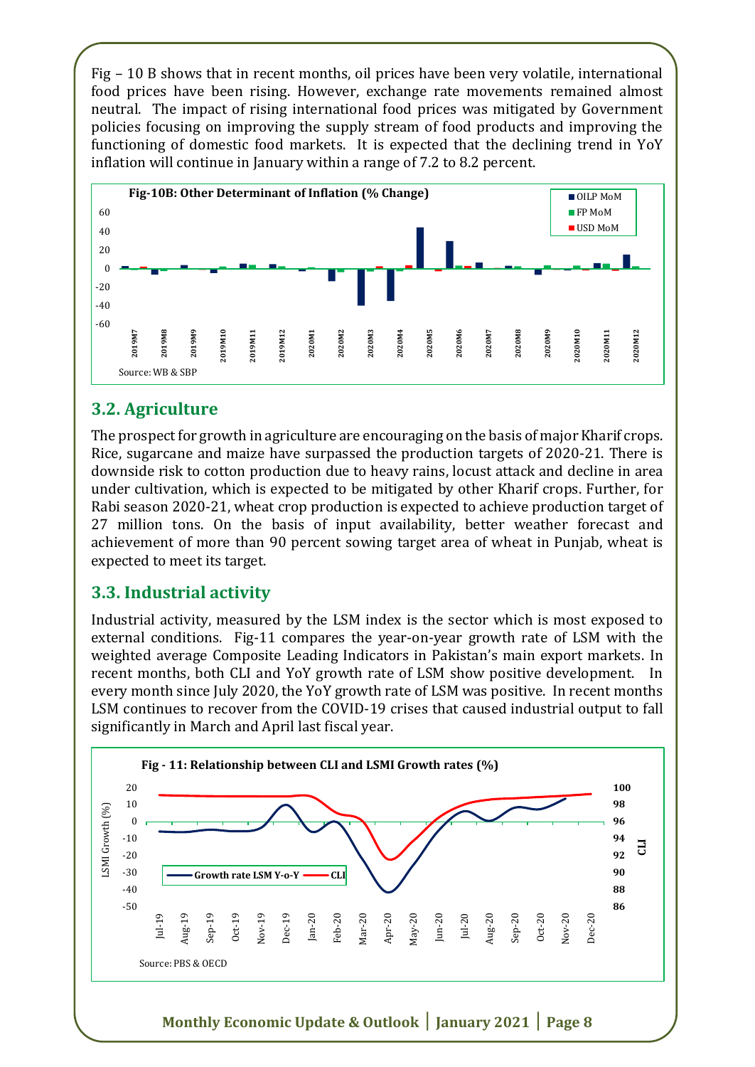Fig – 10 B shows that in recent months, oil prices have been very volatile, international food prices have been rising. However, exchange rate movements remained almost neutral. The impact of rising international food prices was mitigated by Government policies focusing on improving the supply stream of food products and improving the functioning of domestic food markets. It is expected that the declining trend in YoY inflation will continue in January within a range of 7.2 to 8.2 percent.

**Fig-10B: Other Determinant of Inflation (% Change)**

Source: WB & SBP

## 3.2. Agriculture

The prospect for growth in agriculture are encouraging on the basis of major Kharif crops. Rice, sugarcane and maize have surpassed the production targets of 2020-21. There is downside risk to cotton production due to heavy rains, locust attack and decline in area under cultivation, which is expected to be mitigated by other Kharif crops. Further, for Rabi season 2020-21, wheat crop production is expected to achieve production target of 27 million tons. On the basis of input availability, better weather forecast and achievement of more than 90 percent sowing target area of wheat in Punjab, wheat is expected to meet its target.

## 3.3. Industrial activity

Industrial activity, measured by the LSM index is the sector which is most exposed to external conditions. Fig-11 compares the year-on-year growth rate of LSM with the weighted average Composite Leading Indicators in Pakistan's main export markets. In recent months, both CLI and YoY growth rate of LSM show positive development. In every month since July 2020, the YoY growth rate of LSM was positive. In recent months LSM continues to recover from the COVID-19 crises that caused industrial output to fall significantly in March and April last fiscal year.

**Fig - 11: Relationship between CLI and LSMI Growth rates (%)**

Source: PBS & OECD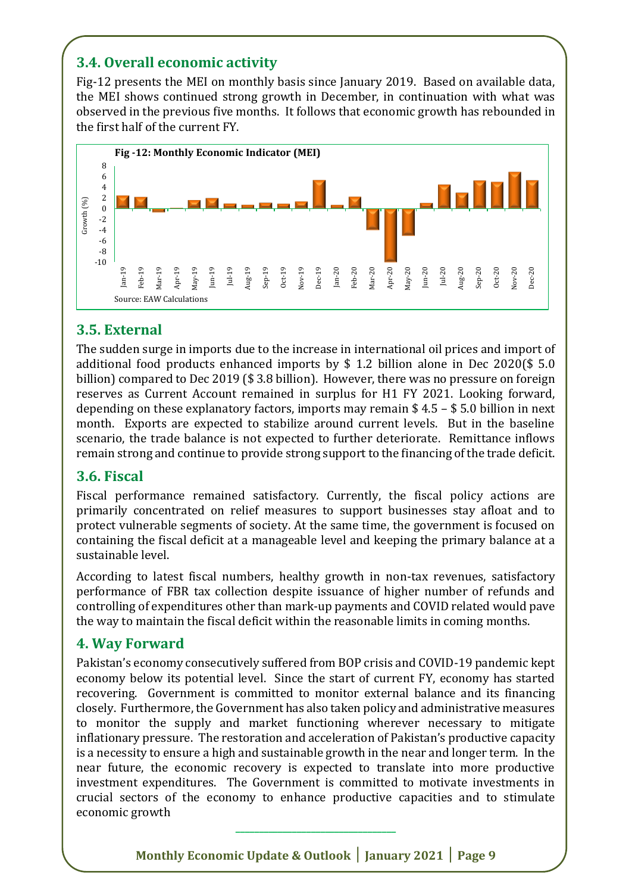### 3.4. Overall economic activity

Fig-12 presents the MEI on monthly basis since January 2019. Based on available data, the MEI shows continued strong growth in December, in continuation with what was observed in the previous five months. It follows that economic growth has rebounded in the first half of the current FY.

**Fig -12: Monthly Economic Indicator (MEI)**

Source: EAW Calculations

### 3.5. External

The sudden surge in imports due to the increase in international oil prices and import of additional food products enhanced imports by $ 1.2 billion alone in Dec 2020($ 5.0 billion) compared to Dec 2019 ($ 3.8 billion). However, there was no pressure on foreign reserves as Current Account remained in surplus for H1 FY 2021. Looking forward, depending on these explanatory factors, imports may remain $ 4.5 – $ 5.0 billion in next month. Exports are expected to stabilize around current levels. But in the baseline scenario, the trade balance is not expected to further deteriorate. Remittance inflows remain strong and continue to provide strong support to the financing of the trade deficit.

### 3.6. Fiscal

Fiscal performance remained satisfactory. Currently, the fiscal policy actions are primarily concentrated on relief measures to support businesses stay afloat and to protect vulnerable segments of society. At the same time, the government is focused on containing the fiscal deficit at a manageable level and keeping the primary balance at a sustainable level.

According to latest fiscal numbers, healthy growth in non-tax revenues, satisfactory performance of FBR tax collection despite issuance of higher number of refunds and controlling of expenditures other than mark-up payments and COVID related would pave the way to maintain the fiscal deficit within the reasonable limits in coming months.

## 4. Way Forward

Pakistan's economy consecutively suffered from BOP crisis and COVID-19 pandemic kept economy below its potential level. Since the start of current FY, economy has started recovering. Government is committed to monitor external balance and its financing closely. Furthermore, the Government has also taken policy and administrative measures to monitor the supply and market functioning wherever necessary to mitigate inflationary pressure. The restoration and acceleration of Pakistan's productive capacity is a necessity to ensure a high and sustainable growth in the near and longer term. In the near future, the economic recovery is expected to translate into more productive investment expenditures. The Government is committed to motivate investments in crucial sectors of the economy to enhance productive capacities and to stimulate economic growth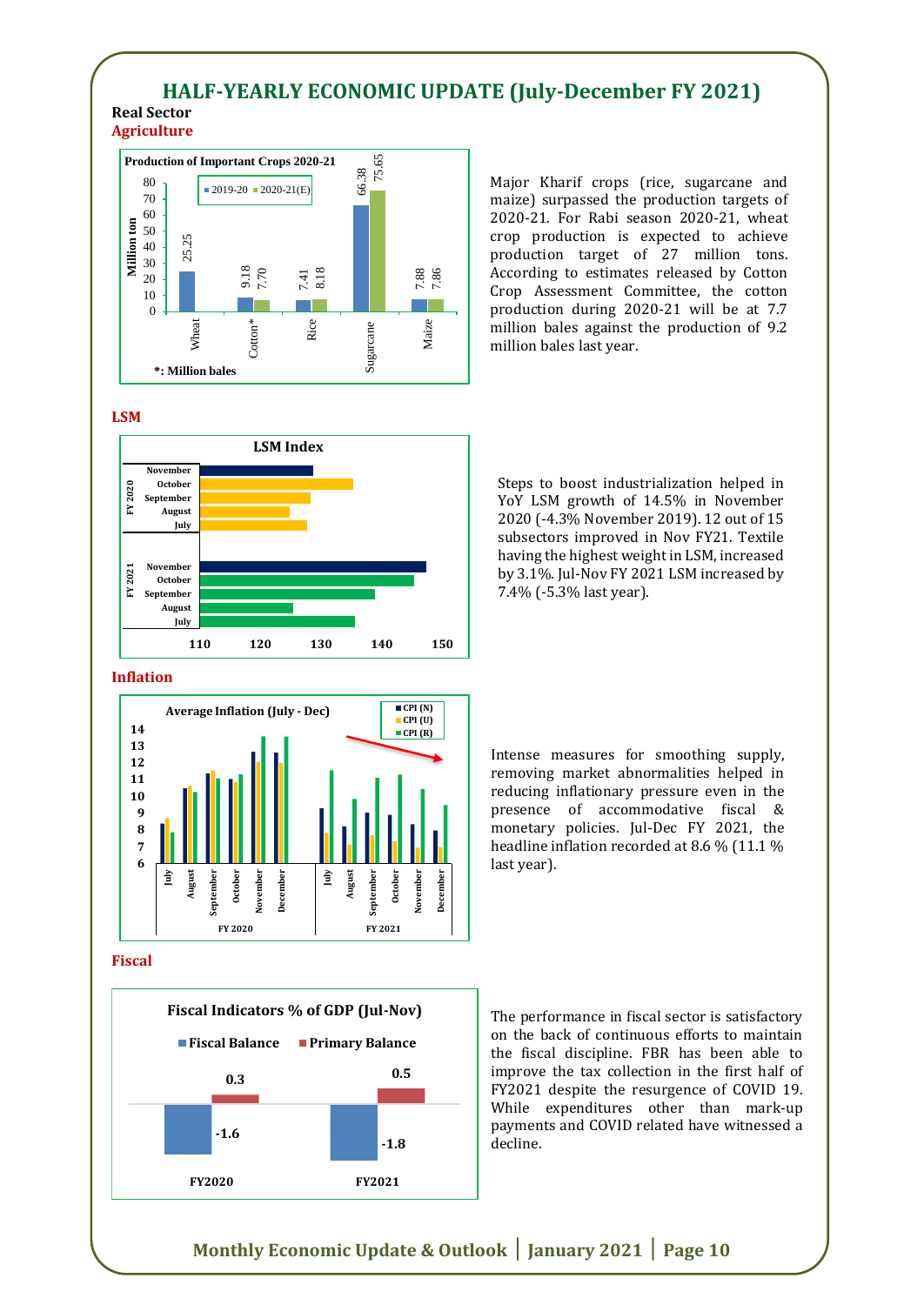# HALF-YEARLY ECONOMIC UPDATE (July-December FY 2021)

## Real Sector

### Agriculture

**Production of Important Crops 2020-21**

| Crop | 2019-20 | 2020-21(E) |
|---|---|---|
| Wheat | 25.25 | |
| Cotton* | 9.18 | 7.70 |
| Rice | 7.41 | 8.18 |
| Sugarcane | 66.38 | 75.65 |
| Maize | 7.88 | 7.86 |

Million ton. *: Million bales

Major Kharif crops (rice, sugarcane and maize) surpassed the production targets of 2020-21. For Rabi season 2020-21, wheat crop production is expected to achieve production target of 27 million tons. According to estimates released by Cotton Crop Assessment Committee, the cotton production during 2020-21 will be at 7.7 million bales against the production of 9.2 million bales last year.

### LSM

**LSM Index**

Steps to boost industrialization helped in YoY LSM growth of 14.5% in November 2020 (-4.3% November 2019). 12 out of 15 subsectors improved in Nov FY21. Textile having the highest weight in LSM, increased by 3.1%. Jul-Nov FY 2021 LSM increased by 7.4% (-5.3% last year).

### Inflation

**Average Inflation (July - Dec)**

Intense measures for smoothing supply, removing market abnormalities helped in reducing inflationary pressure even in the presence of accommodative fiscal & monetary policies. Jul-Dec FY 2021, the headline inflation recorded at 8.6 % (11.1 % last year).

### Fiscal

**Fiscal Indicators % of GDP (Jul-Nov)**

| | Fiscal Balance | Primary Balance |
|---|---|---|
| FY2020 | -1.6 | 0.3 |
| FY2021 | -1.8 | 0.5 |

The performance in fiscal sector is satisfactory on the back of continuous efforts to maintain the fiscal discipline. FBR has been able to improve the tax collection in the first half of FY2021 despite the resurgence of COVID 19. While expenditures other than mark-up payments and COVID related have witnessed a decline.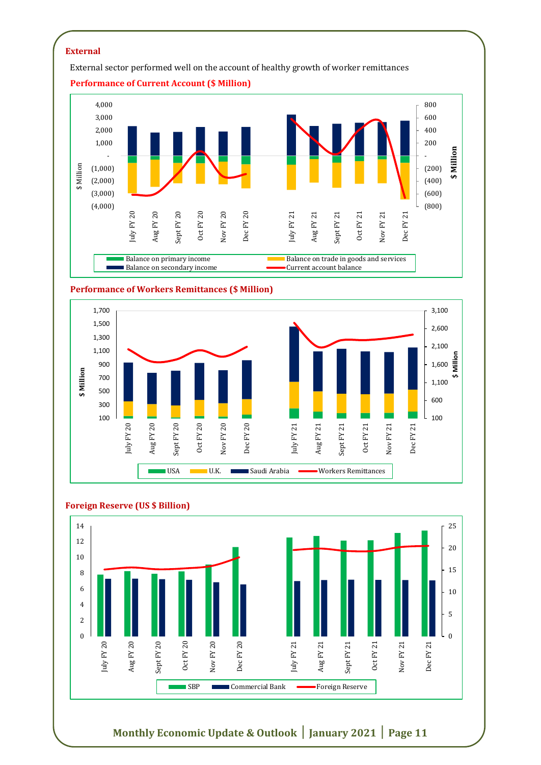## External

External sector performed well on the account of healthy growth of worker remittances

### Performance of Current Account ($ Million)

### Performance of Workers Remittances ($ Million)

### Foreign Reserve (US $ Billion)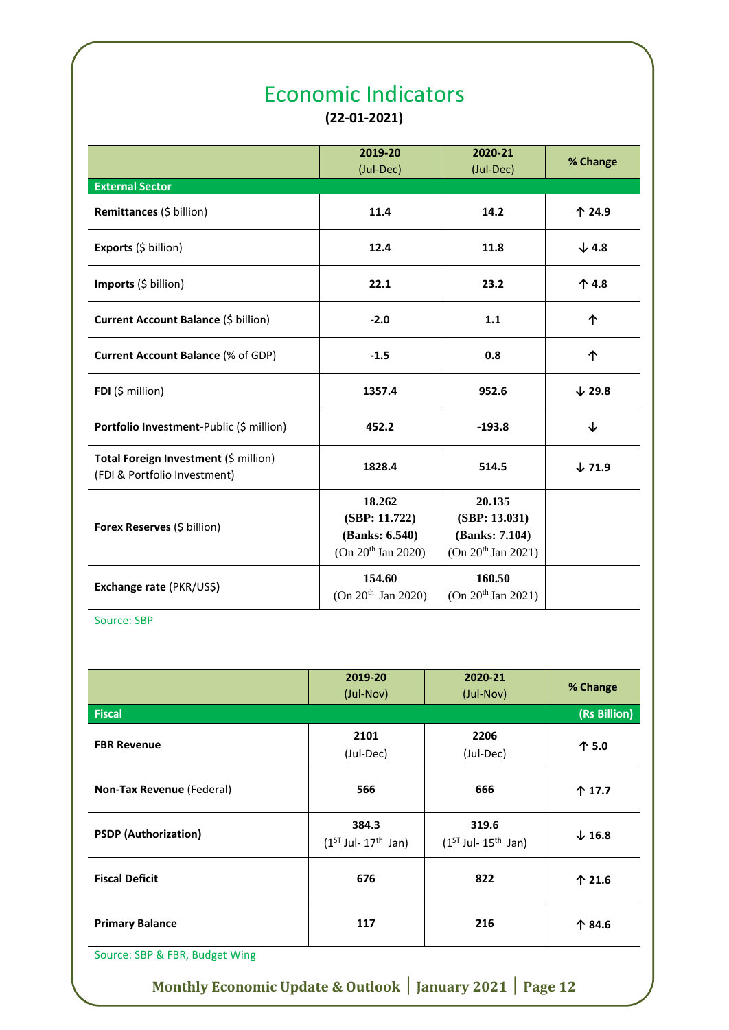# Economic Indicators

**(22-01-2021)**

| | **2019-20** (Jul-Dec) | **2020-21** (Jul-Dec) | **% Change** |
|---|---|---|---|
| **External Sector** | | | |
| **Remittances** ($ billion) | **11.4** | **14.2** | **↑ 24.9** |
| **Exports** ($ billion) | **12.4** | **11.8** | **↓ 4.8** |
| **Imports** ($ billion) | **22.1** | **23.2** | **↑ 4.8** |
| **Current Account Balance** ($ billion) | **-2.0** | **1.1** | **↑** |
| **Current Account Balance** (% of GDP) | **-1.5** | **0.8** | **↑** |
| **FDI** ($ million) | **1357.4** | **952.6** | **↓ 29.8** |
| **Portfolio Investment**-Public ($ million) | **452.2** | **-193.8** | **↓** |
| **Total Foreign Investment** ($ million) (FDI & Portfolio Investment) | **1828.4** | **514.5** | **↓ 71.9** |
| **Forex Reserves** ($ billion) | **18.262** **(SBP: 11.722)** **(Banks: 6.540)** (On 20th Jan 2020) | **20.135** **(SBP: 13.031)** **(Banks: 7.104)** (On 20th Jan 2021) | |
| **Exchange rate** (PKR/US$) | **154.60** (On 20th Jan 2020) | **160.50** (On 20th Jan 2021) | |

Source: SBP

| | **2019-20** (Jul-Nov) | **2020-21** (Jul-Nov) | **% Change** |
|---|---|---|---|
| **Fiscal** | | | **(Rs Billion)** |
| **FBR Revenue** | **2101** (Jul-Dec) | **2206** (Jul-Dec) | **↑ 5.0** |
| **Non-Tax Revenue** (Federal) | **566** | **666** | **↑ 17.7** |
| **PSDP (Authorization)** | **384.3** (1ST Jul- 17th Jan) | **319.6** (1ST Jul- 15th Jan) | **↓ 16.8** |
| **Fiscal Deficit** | **676** | **822** | **↑ 21.6** |
| **Primary Balance** | **117** | **216** | **↑ 84.6** |

Source: SBP & FBR, Budget Wing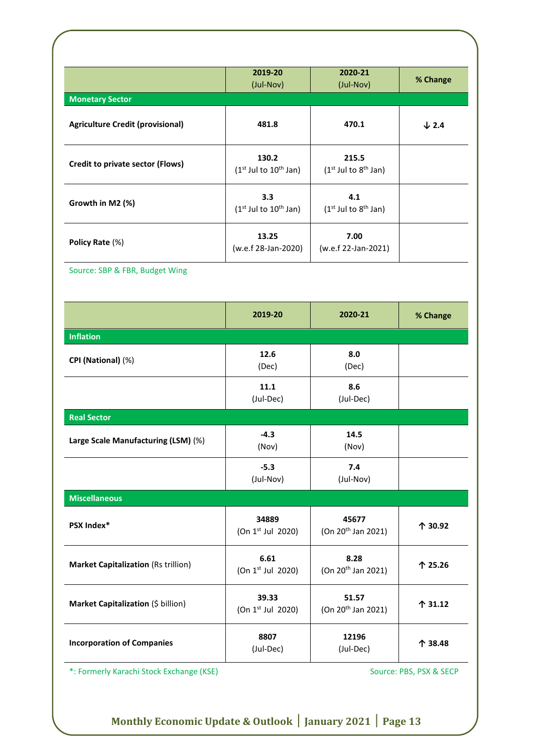| | 2019-20 (Jul-Nov) | 2020-21 (Jul-Nov) | % Change |
|---|---|---|---|
| **Monetary Sector** | | | |
| **Agriculture Credit (provisional)** | **481.8** | **470.1** | **↓ 2.4** |
| **Credit to private sector (Flows)** | **130.2** (1st Jul to 10th Jan) | **215.5** (1st Jul to 8th Jan) | |
| **Growth in M2 (%)** | **3.3** (1st Jul to 10th Jan) | **4.1** (1st Jul to 8th Jan) | |
| **Policy Rate** (%) | **13.25** (w.e.f 28-Jan-2020) | **7.00** (w.e.f 22-Jan-2021) | |

Source: SBP & FBR, Budget Wing

| | 2019-20 | 2020-21 | % Change |
|---|---|---|---|
| **Inflation** | | | |
| **CPI (National)** (%) | **12.6** (Dec) | **8.0** (Dec) | |
| | **11.1** (Jul-Dec) | **8.6** (Jul-Dec) | |
| **Real Sector** | | | |
| **Large Scale Manufacturing (LSM)** (%) | **-4.3** (Nov) | **14.5** (Nov) | |
| | **-5.3** (Jul-Nov) | **7.4** (Jul-Nov) | |
| **Miscellaneous** | | | |
| **PSX Index*** | **34889** (On 1st Jul 2020) | **45677** (On 20th Jan 2021) | **↑ 30.92** |
| **Market Capitalization** (Rs trillion) | **6.61** (On 1st Jul 2020) | **8.28** (On 20th Jan 2021) | **↑ 25.26** |
| **Market Capitalization** ($ billion) | **39.33** (On 1st Jul 2020) | **51.57** (On 20th Jan 2021) | **↑ 31.12** |
| **Incorporation of Companies** | **8807** (Jul-Dec) | **12196** (Jul-Dec) | **↑ 38.48** |

*: Formerly Karachi Stock Exchange (KSE)

Source: PBS, PSX & SECP